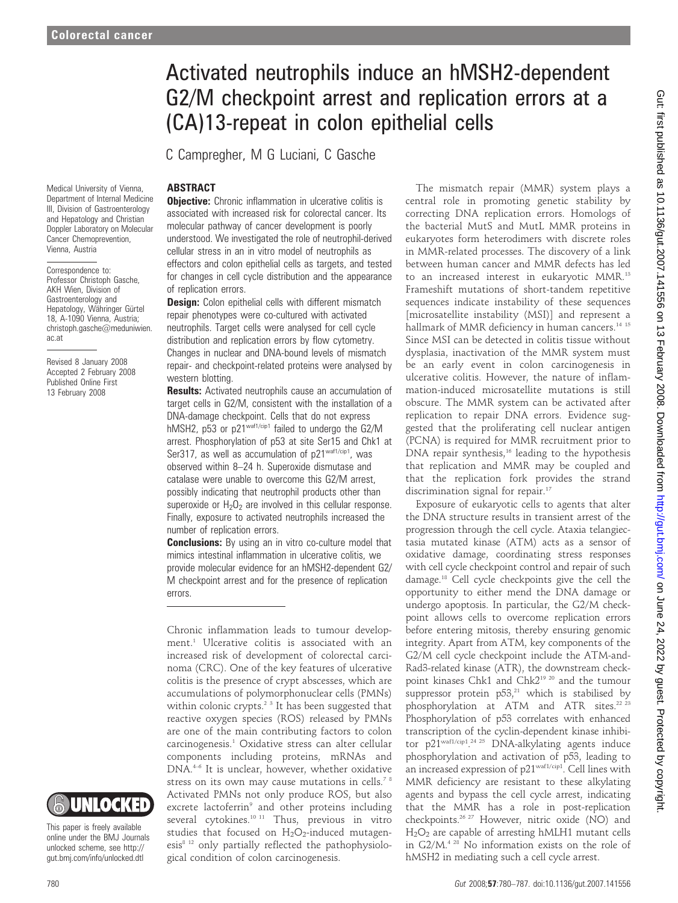# Activated neutrophils induce an hMSH2-dependent G2/M checkpoint arrest and replication errors at a (CA)13-repeat in colon epithelial cells

C Campregher, M G Luciani, C Gasche

Medical University of Vienna, Department of Internal Medicine III, Division of Gastroenterology and Hepatology and Christian Doppler Laboratory on Molecular Cancer Chemoprevention, Vienna, Austria

Correspondence to: Professor Christoph Gasche, AKH Wien, Division of Gastroenterology and Hepatology, Währinger Gürtel 18, A-1090 Vienna, Austria; christoph.gasche@meduniwien.ac.at

Revised 8 January 2008
Accepted 2 February 2008
Published Online First 13 February 2008

This paper is freely available online under the BMJ Journals unlocked scheme, see http://gut.bmj.com/info/unlocked.dtl

## ABSTRACT

**Objective:** Chronic inflammation in ulcerative colitis is associated with increased risk for colorectal cancer. Its molecular pathway of cancer development is poorly understood. We investigated the role of neutrophil-derived cellular stress in an in vitro model of neutrophils as effectors and colon epithelial cells as targets, and tested for changes in cell cycle distribution and the appearance of replication errors.

**Design:** Colon epithelial cells with different mismatch repair phenotypes were co-cultured with activated neutrophils. Target cells were analysed for cell cycle distribution and replication errors by flow cytometry. Changes in nuclear and DNA-bound levels of mismatch repair- and checkpoint-related proteins were analysed by western blotting.

**Results:** Activated neutrophils cause an accumulation of target cells in G2/M, consistent with the installation of a DNA-damage checkpoint. Cells that do not express hMSH2, p53 or p21$^{waf1/cip1}$ failed to undergo the G2/M arrest. Phosphorylation of p53 at site Ser15 and Chk1 at Ser317, as well as accumulation of p21$^{waf1/cip1}$, was observed within 8–24 h. Superoxide dismutase and catalase were unable to overcome this G2/M arrest, possibly indicating that neutrophil products other than superoxide or $H_2O_2$ are involved in this cellular response. Finally, exposure to activated neutrophils increased the number of replication errors.

**Conclusions:** By using an in vitro co-culture model that mimics intestinal inflammation in ulcerative colitis, we provide molecular evidence for an hMSH2-dependent G2/M checkpoint arrest and for the presence of replication errors.

Chronic inflammation leads to tumour development.[1] Ulcerative colitis is associated with an increased risk of development of colorectal carcinoma (CRC). One of the key features of ulcerative colitis is the presence of crypt abscesses, which are accumulations of polymorphonuclear cells (PMNs) within colonic crypts.[2 3] It has been suggested that reactive oxygen species (ROS) released by PMNs are one of the main contributing factors to colon carcinogenesis.[1] Oxidative stress can alter cellular components including proteins, mRNAs and DNA.[4–6] It is unclear, however, whether oxidative stress on its own may cause mutations in cells.[7 8] Activated PMNs not only produce ROS, but also excrete lactoferrin[9] and other proteins including several cytokines.[10 11] Thus, previous in vitro studies that focused on $H_2O_2$-induced mutagenesis[8 12] only partially reflected the pathophysiological condition of colon carcinogenesis.

The mismatch repair (MMR) system plays a central role in promoting genetic stability by correcting DNA replication errors. Homologs of the bacterial MutS and MutL MMR proteins in eukaryotes form heterodimers with discrete roles in MMR-related processes. The discovery of a link between human cancer and MMR defects has led to an increased interest in eukaryotic MMR.[13] Frameshift mutations of short-tandem repetitive sequences indicate instability of these sequences [microsatellite instability (MSI)] and represent a hallmark of MMR deficiency in human cancers.[14 15] Since MSI can be detected in colitis tissue without dysplasia, inactivation of the MMR system must be an early event in colon carcinogenesis in ulcerative colitis. However, the nature of inflammation-induced microsatellite mutations is still obscure. The MMR system can be activated after replication to repair DNA errors. Evidence suggested that the proliferating cell nuclear antigen (PCNA) is required for MMR recruitment prior to DNA repair synthesis,[16] leading to the hypothesis that replication and MMR may be coupled and that the replication fork provides the strand discrimination signal for repair.[17]

Exposure of eukaryotic cells to agents that alter the DNA structure results in transient arrest of the progression through the cell cycle. Ataxia telangiectasia mutated kinase (ATM) acts as a sensor of oxidative damage, coordinating stress responses with cell cycle checkpoint control and repair of such damage.[18] Cell cycle checkpoints give the cell the opportunity to either mend the DNA damage or undergo apoptosis. In particular, the G2/M checkpoint allows cells to overcome replication errors before entering mitosis, thereby ensuring genomic integrity. Apart from ATM, key components of the G2/M cell cycle checkpoint include the ATM-and-Rad3-related kinase (ATR), the downstream checkpoint kinases Chk1 and Chk2[19 20] and the tumour suppressor protein p53,[21] which is stabilised by phosphorylation at ATM and ATR sites.[22 23] Phosphorylation of p53 correlates with enhanced transcription of the cyclin-dependent kinase inhibitor p21$^{waf1/cip1}$.[24 25] DNA-alkylating agents induce phosphorylation and activation of p53, leading to an increased expression of p21$^{waf1/cip1}$. Cell lines with MMR deficiency are resistant to these alkylating agents and bypass the cell cycle arrest, indicating that the MMR has a role in post-replication checkpoints.[26 27] However, nitric oxide (NO) and $H_2O_2$ are capable of arresting hMLH1 mutant cells in G2/M.[4 28] No information exists on the role of hMSH2 in mediating such a cell cycle arrest.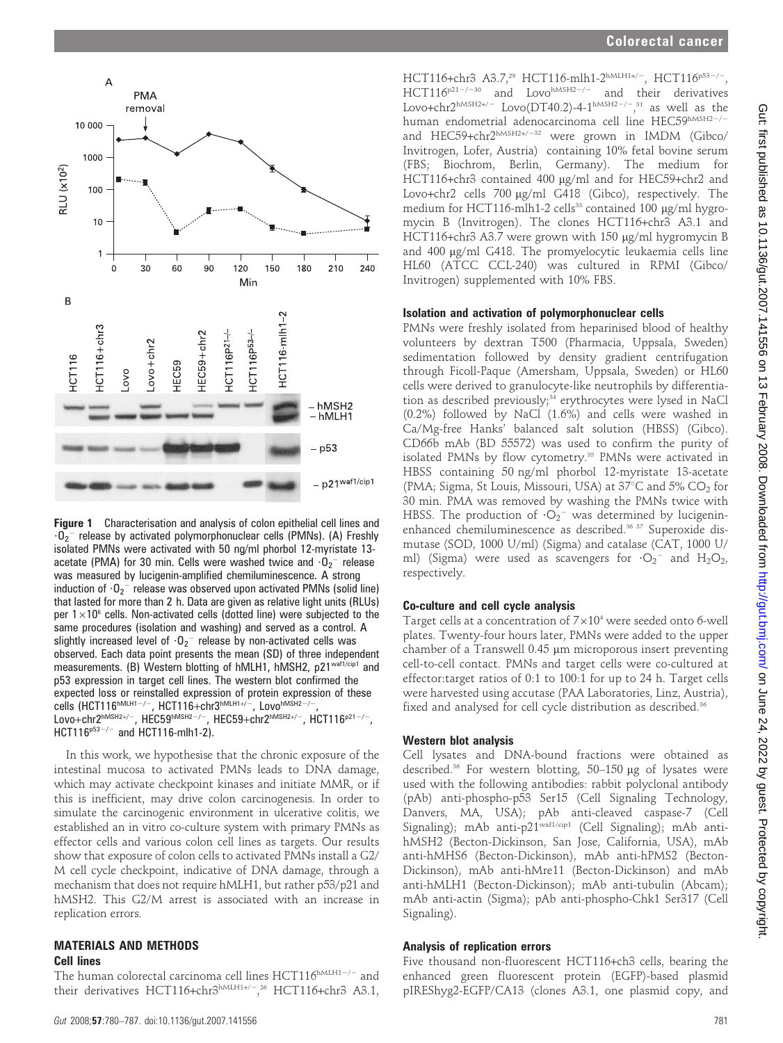**Figure 1** Characterisation and analysis of colon epithelial cell lines and $\cdot O_2^-$ release by activated polymorphonuclear cells (PMNs). (A) Freshly isolated PMNs were activated with 50 ng/ml phorbol 12-myristate 13-acetate (PMA) for 30 min. Cells were washed twice and $\cdot O_2^-$ release was measured by lucigenin-amplified chemiluminescence. A strong induction of $\cdot O_2^-$ release was observed upon activated PMNs (solid line) that lasted for more than 2 h. Data are given as relative light units (RLUs) per $1\times10^6$ cells. Non-activated cells (dotted line) were subjected to the same procedures (isolation and washing) and served as a control. A slightly increased level of $\cdot O_2^-$ release by non-activated cells was observed. Each data point presents the mean (SD) of three independent measurements. (B) Western blotting of hMLH1, hMSH2, p21[waf1/cip1] and p53 expression in target cell lines. The western blot confirmed the expected loss or reinstalled expression of protein expression of these cells (HCT116[hMLH1−/−], HCT116+chr3[hMLH1+/−], Lovo[hMSH2−/−], Lovo+chr2[hMSH2+/−], HEC59[hMSH2−/−], HEC59+chr2[hMSH2+/−], HCT116[p21−/−], HCT116[p53−/−] and HCT116-mlh1-2).

In this work, we hypothesise that the chronic exposure of the intestinal mucosa to activated PMNs leads to DNA damage, which may activate checkpoint kinases and initiate MMR, or if this is inefficient, may drive colon carcinogenesis. In order to simulate the carcinogenic environment in ulcerative colitis, we established an in vitro co-culture system with primary PMNs as effector cells and various colon cell lines as targets. Our results show that exposure of colon cells to activated PMNs install a G2/M cell cycle checkpoint, indicative of DNA damage, through a mechanism that does not require hMLH1, but rather p53/p21 and hMSH2. This G2/M arrest is associated with an increase in replication errors.

## MATERIALS AND METHODS

### Cell lines

The human colorectal carcinoma cell lines HCT116[hMLH1−/−] and their derivatives HCT116+chr3[hMLH1+/−],[26] HCT116+chr3 A3.1, HCT116+chr3 A3.7,[29] HCT116-mlh1-2[hMLH1+/−], HCT116[p53−/−], HCT116[p21−/−30] and Lovo[hMSH2−/−] and their derivatives Lovo+chr2[hMSH2+/−] Lovo(DT40.2)-4-1[hMSH2−/−],[31] as well as the human endometrial adenocarcinoma cell line HEC59[hMSH2−/−] and HEC59+chr2[hMSH2+/−32] were grown in IMDM (Gibco/Invitrogen, Lofer, Austria) containing 10% fetal bovine serum (FBS; Biochrom, Berlin, Germany). The medium for HCT116+chr3 contained 400 μg/ml and for HEC59+chr2 and Lovo+chr2 cells 700 μg/ml G418 (Gibco), respectively. The medium for HCT116-mlh1-2 cells[33] contained 100 μg/ml hygromycin B (Invitrogen). The clones HCT116+chr3 A3.1 and HCT116+chr3 A3.7 were grown with 150 μg/ml hygromycin B and 400 μg/ml G418. The promyelocytic leukaemia cells line HL60 (ATCC CCL-240) was cultured in RPMI (Gibco/Invitrogen) supplemented with 10% FBS.

### Isolation and activation of polymorphonuclear cells

PMNs were freshly isolated from heparinised blood of healthy volunteers by dextran T500 (Pharmacia, Uppsala, Sweden) sedimentation followed by density gradient centrifugation through Ficoll-Paque (Amersham, Uppsala, Sweden) or HL60 cells were derived to granulocyte-like neutrophils by differentiation as described previously;[34] erythrocytes were lysed in NaCl (0.2%) followed by NaCl (1.6%) and cells were washed in Ca/Mg-free Hanks' balanced salt solution (HBSS) (Gibco). CD66b mAb (BD 55572) was used to confirm the purity of isolated PMNs by flow cytometry.[35] PMNs were activated in HBSS containing 50 ng/ml phorbol 12-myristate 13-acetate (PMA; Sigma, St Louis, Missouri, USA) at 37°C and 5% $CO_2$ for 30 min. PMA was removed by washing the PMNs twice with HBSS. The production of $\cdot O_2^-$ was determined by lucigenin-enhanced chemiluminescence as described.[36 37] Superoxide dismutase (SOD, 1000 U/ml) (Sigma) and catalase (CAT, 1000 U/ml) (Sigma) were used as scavengers for $\cdot O_2^-$ and $H_2O_2$, respectively.

### Co-culture and cell cycle analysis

Target cells at a concentration of $7\times10^4$ were seeded onto 6-well plates. Twenty-four hours later, PMNs were added to the upper chamber of a Transwell 0.45 μm microporous insert preventing cell-to-cell contact. PMNs and target cells were co-cultured at effector:target ratios of 0:1 to 100:1 for up to 24 h. Target cells were harvested using accutase (PAA Laboratories, Linz, Austria), fixed and analysed for cell cycle distribution as described.[36]

### Western blot analysis

Cell lysates and DNA-bound fractions were obtained as described.[36] For western blotting, 50–150 μg of lysates were used with the following antibodies: rabbit polyclonal antibody (pAb) anti-phospho-p53 Ser15 (Cell Signaling Technology, Danvers, MA, USA); pAb anti-cleaved caspase-7 (Cell Signaling); mAb anti-p21[waf1/cip1] (Cell Signaling); mAb anti-hMSH2 (Becton-Dickinson, San Jose, California, USA), mAb anti-hMHS6 (Becton-Dickinson), mAb anti-hPMS2 (Becton-Dickinson), mAb anti-hMre11 (Becton-Dickinson) and mAb anti-hMLH1 (Becton-Dickinson); mAb anti-tubulin (Abcam); mAb anti-actin (Sigma); pAb anti-phospho-Chk1 Ser317 (Cell Signaling).

### Analysis of replication errors

Five thousand non-fluorescent HCT116+ch3 cells, bearing the enhanced green fluorescent protein (EGFP)-based plasmid pIREShyg2-EGFP/CA13 (clones A3.1, one plasmid copy, and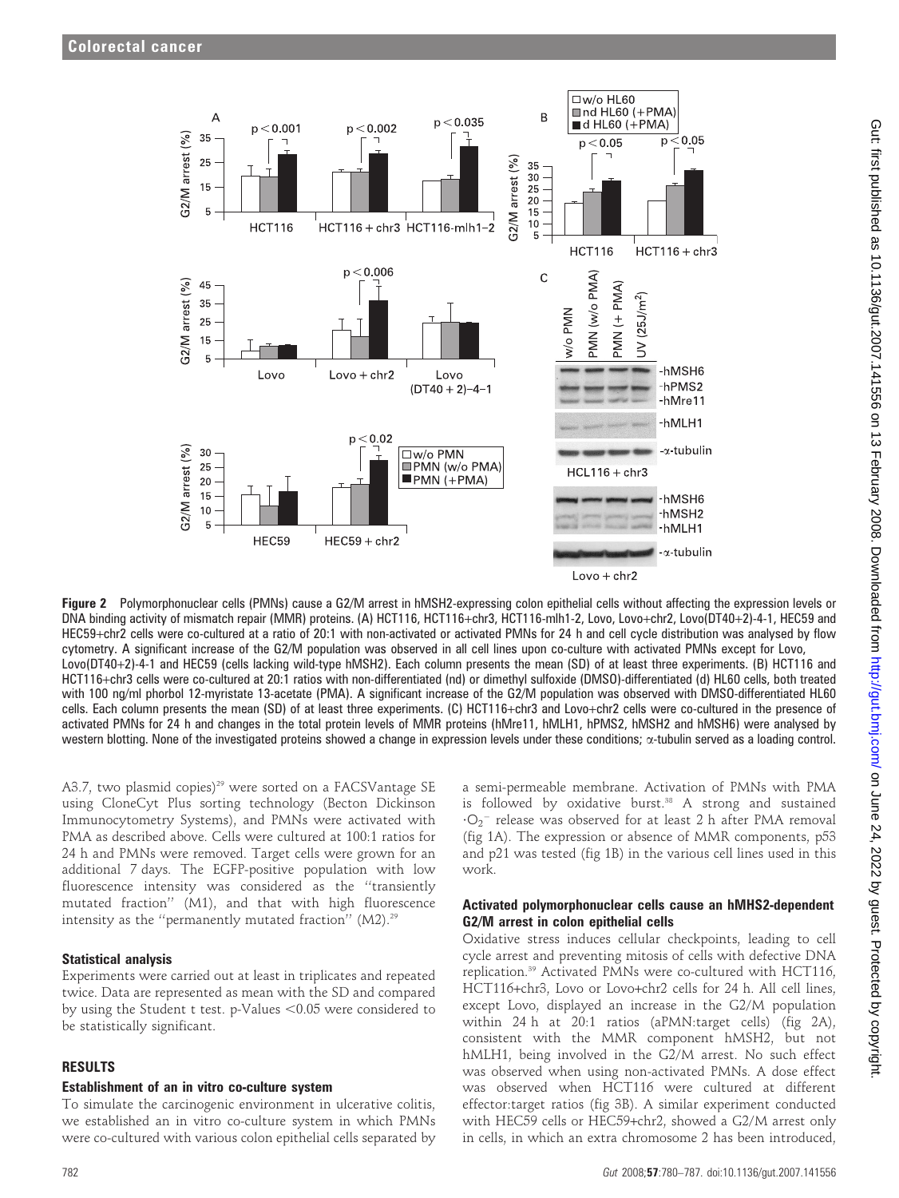**Figure 2** Polymorphonuclear cells (PMNs) cause a G2/M arrest in hMSH2-expressing colon epithelial cells without affecting the expression levels or DNA binding activity of mismatch repair (MMR) proteins. (A) HCT116, HCT116+chr3, HCT116-mlh1-2, Lovo, Lovo+chr2, Lovo(DT40+2)-4-1, HEC59 and HEC59+chr2 cells were co-cultured at a ratio of 20:1 with non-activated or activated PMNs for 24 h and cell cycle distribution was analysed by flow cytometry. A significant increase of the G2/M population was observed in all cell lines upon co-culture with activated PMNs for 24 h except for Lovo, Lovo(DT40+2)-4-1 and HEC59 (cells lacking wild-type hMSH2). Each column presents the mean (SD) of at least three experiments. (B) HCT116 and HCT116+chr3 cells were co-cultured at 20:1 ratios with non-differentiated (nd) or dimethyl sulfoxide (DMSO)-differentiated (d) HL60 cells, both treated with 100 ng/ml phorbol 12-myristate 13-acetate (PMA). A significant increase of the G2/M population was observed with DMSO-differentiated HL60 cells. Each column presents the mean (SD) of at least three experiments. (C) HCT116+chr3 and Lovo+chr2 cells were co-cultured in the presence of activated PMNs for 24 h and changes in the total protein levels of MMR proteins (hMre11, hMLH1, hPMS2, hMSH2 and hMSH6) were analysed by western blotting. None of the investigated proteins showed a change in expression levels under these conditions; α-tubulin served as a loading control.

A3.7, two plasmid copies)[29] were sorted on a FACSVantage SE using CloneCyt Plus sorting technology (Becton Dickinson Immunocytometry Systems), and PMNs were activated with PMA as described above. Cells were cultured at 100:1 ratios for 24 h and PMNs were removed. Target cells were grown for an additional 7 days. The EGFP-positive population with low fluorescence intensity was considered as the "transiently mutated fraction" (M1), and that with high fluorescence intensity as the "permanently mutated fraction" (M2).[29]

### Statistical analysis

Experiments were carried out at least in triplicates and repeated twice. Data are represented as mean with the SD and compared by using the Student t test. p-Values $<0.05$ were considered to be statistically significant.

## RESULTS

### Establishment of an in vitro co-culture system

To simulate the carcinogenic environment in ulcerative colitis, we established an in vitro co-culture system in which PMNs were co-cultured with various colon epithelial cells separated by a semi-permeable membrane. Activation of PMNs with PMA is followed by oxidative burst.[38] A strong and sustained $\cdot O_2^-$ release was observed for at least 2 h after PMA removal (fig 1A). The expression or absence of MMR components, p53 and p21 was tested (fig 1B) in the various cell lines used in this work.

### Activated polymorphonuclear cells cause an hMHS2-dependent G2/M arrest in colon epithelial cells

Oxidative stress induces cellular checkpoints, leading to cell cycle arrest and preventing mitosis of cells with defective DNA replication.[39] Activated PMNs were co-cultured with HCT116, HCT116+chr3, Lovo or Lovo+chr2 cells for 24 h. All cell lines, except Lovo, displayed an increase in the G2/M population within 24 h at 20:1 ratios (aPMN:target cells) (fig 2A), consistent with the MMR component hMSH2, but not hMLH1, being involved in the G2/M arrest. No such effect was observed when using non-activated PMNs. A dose effect was observed when HCT116 were cultured at different effector:target ratios (fig 3B). A similar experiment conducted with HEC59 cells or HEC59+chr2, showed a G2/M arrest only in cells, in which an extra chromosome 2 has been introduced,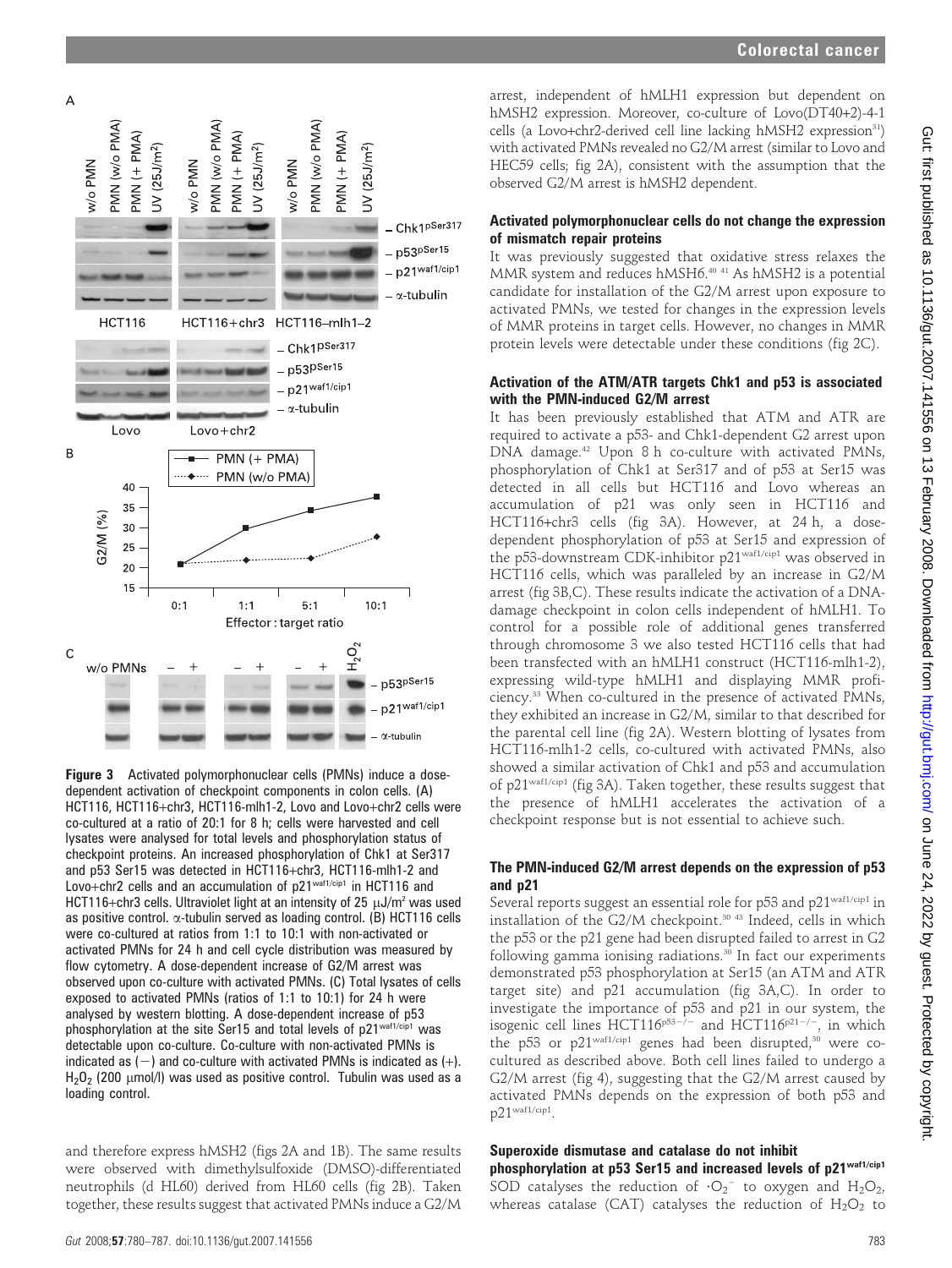**Figure 3** Activated polymorphonuclear cells (PMNs) induce a dose-dependent activation of checkpoint components in colon cells. (A) HCT116, HCT116+chr3, HCT116-mlh1-2, Lovo and Lovo+chr2 cells were co-cultured at a ratio of 20:1 for 8 h; cells were harvested and cell lysates were analysed for total levels and phosphorylation status of checkpoint proteins. An increased phosphorylation of Chk1 at Ser317 and p53 Ser15 was detected in HCT116+chr3, HCT116-mlh1-2 and Lovo+chr2 cells and an accumulation of p21[waf1/cip1] in HCT116 and HCT116+chr3 cells. Ultraviolet light at an intensity of 25 μJ/m² was used as positive control. α-tubulin served as loading control. (B) HCT116 cells were co-cultured at ratios from 1:1 to 10:1 with non-activated or activated PMNs for 24 h and cell cycle distribution was measured by flow cytometry. A dose-dependent increase of G2/M arrest was observed upon co-culture with activated PMNs. (C) Total lysates of cells exposed to activated PMNs (ratios of 1:1 to 10:1) for 24 h were analysed by western blotting. A dose-dependent increase of p53 phosphorylation at the site Ser15 and total levels of p21[waf1/cip1] was detectable upon co-culture. Co-culture with non-activated PMNs is indicated as (−) and co-culture with activated PMNs is indicated as (+). $H_2O_2$ (200 μmol/l) was used as positive control. Tubulin was used as a loading control.

and therefore express hMSH2 (figs 2A and 1B). The same results were observed with dimethylsulfoxide (DMSO)-differentiated neutrophils (d HL60) derived from HL60 cells (fig 2B). Taken together, these results suggest that activated PMNs induce a G2/M arrest, independent of hMLH1 expression but dependent on hMSH2 expression. Moreover, co-culture of Lovo(DT40+2)-4-1 cells (a Lovo+chr2-derived cell line lacking hMSH2 expression[31]) with activated PMNs revealed no G2/M arrest (similar to Lovo and HEC59 cells; fig 2A), consistent with the assumption that the observed G2/M arrest is hMSH2 dependent.

### Activated polymorphonuclear cells do not change the expression of mismatch repair proteins

It was previously suggested that oxidative stress relaxes the MMR system and reduces hMSH6.[40 41] As hMSH2 is a potential candidate for installation of the G2/M arrest upon exposure to activated PMNs, we tested for changes in the expression levels of MMR proteins in target cells. However, no changes in MMR protein levels were detectable under these conditions (fig 2C).

### Activation of the ATM/ATR targets Chk1 and p53 is associated with the PMN-induced G2/M arrest

It has been previously established that ATM and ATR are required to activate a p53- and Chk1-dependent G2 arrest upon DNA damage.[42] Upon 8 h co-culture with activated PMNs, phosphorylation of Chk1 at Ser317 and of p53 at Ser15 was detected in all cells but HCT116 and Lovo whereas an accumulation of p21 was only seen in HCT116 and HCT116+chr3 cells (fig 3A). However, at 24 h, a dose-dependent phosphorylation of p53 at Ser15 and expression of the p53-downstream CDK-inhibitor p21[waf1/cip1] was observed in HCT116 cells, which was paralleled by an increase in G2/M arrest (fig 3B,C). These results indicate the activation of a DNA-damage checkpoint in colon cells independent of hMLH1. To control for a possible role of additional genes transferred through chromosome 3 we also tested HCT116 cells that had been transfected with an hMLH1 construct (HCT116-mlh1-2), expressing wild-type hMLH1 and displaying MMR proficiency.[33] When co-cultured in the presence of activated PMNs, they exhibited an increase in G2/M, similar to that described for the parental cell line (fig 2A). Western blotting of lysates from HCT116-mlh1-2 cells, co-cultured with activated PMNs, also showed a similar activation of Chk1 and p53 and accumulation of p21[waf1/cip1] (fig 3A). Taken together, these results suggest that the presence of hMLH1 accelerates the activation of a checkpoint response but is not essential to achieve such.

### The PMN-induced G2/M arrest depends on the expression of p53 and p21

Several reports suggest an essential role for p53 and p21[waf1/cip1] in installation of the G2/M checkpoint.[30 43] Indeed, cells in which the p53 or the p21 gene had been disrupted failed to arrest in G2 following gamma ionising radiations.[30] In fact our experiments demonstrated p53 phosphorylation at Ser15 (an ATM and ATR target site) and p21 accumulation (fig 3A,C). In order to investigate the importance of p53 and p21 in our system, the isogenic cell lines HCT116[p53−/−] and HCT116[p21−/−], in which the p53 or p21[waf1/cip1] genes had been disrupted,[30] were co-cultured as described above. Both cell lines failed to undergo a G2/M arrest (fig 4), suggesting that the G2/M arrest caused by activated PMNs depends on the expression of both p53 and p21[waf1/cip1].

### Superoxide dismutase and catalase do not inhibit phosphorylation at p53 Ser15 and increased levels of p21[waf1/cip1]

SOD catalyses the reduction of $\cdot O_2^-$ to oxygen and $H_2O_2$, whereas catalase (CAT) catalyses the reduction of $H_2O_2$ to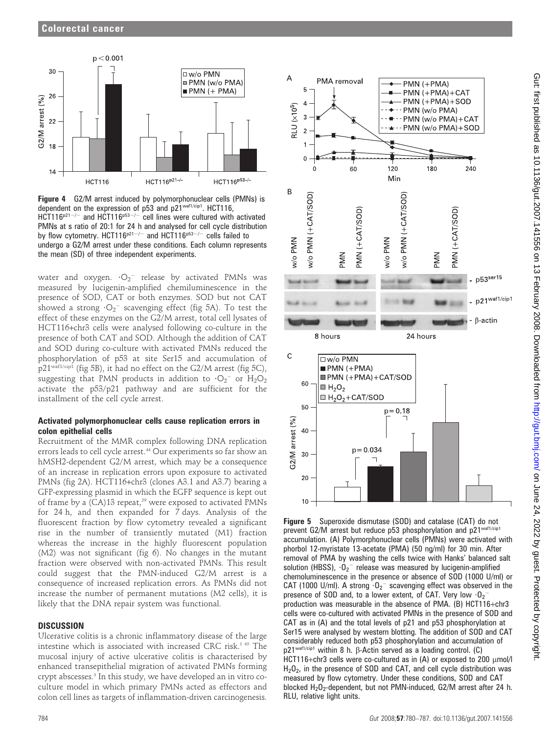**Figure 4** G2/M arrest induced by polymorphonuclear cells (PMNs) is dependent on the expression of p53 and p21[waf1/cip1]. HCT116, HCT116$^{p21-/-}$ and HCT116$^{p53-/-}$ cell lines were cultured with activated PMNs at s ratio of 20:1 for 24 h and analysed for cell cycle distribution by flow cytometry. HCT116$^{p21-/-}$ and HCT116$^{p53-/-}$ cells failed to undergo a G2/M arrest under these conditions. Each column represents the mean (SD) of three independent experiments.

water and oxygen. $\cdot O_2^-$ release by activated PMNs was measured by lucigenin-amplified chemiluminescence in the presence of SOD, CAT or both enzymes. SOD but not CAT showed a strong $\cdot O_2^-$ scavenging effect (fig 5A). To test the effect of these enzymes on the G2/M arrest, total cell lysates of HCT116+chr3 cells were analysed following co-culture in the presence of both CAT and SOD. Although the addition of CAT and SOD during co-culture with activated PMNs reduced the phosphorylation of p53 at site Ser15 and accumulation of p21[waf1/cip1] (fig 5B), it had no effect on the G2/M arrest (fig 5C), suggesting that PMN products in addition to $\cdot O_2^-$ or $H_2O_2$ activate the p53/p21 pathway and are sufficient for the installment of the cell cycle arrest.

### Activated polymorphonuclear cells cause replication errors in colon epithelial cells

Recruitment of the MMR complex following DNA replication errors leads to cell cycle arrest.[44] Our experiments so far show an hMSH2-dependent G2/M arrest, which may be a consequence of an increase in replication errors upon exposure to activated PMNs (fig 2A). HCT116+chr3 (clones A3.1 and A3.7) bearing a GFP-expressing plasmid in which the EGFP sequence is kept out of frame by a (CA)13 repeat,[29] were exposed to activated PMNs for 24 h, and then expanded for 7 days. Analysis of the fluorescent fraction by flow cytometry revealed a significant rise in the number of transiently mutated (M1) fraction whereas the increase in the highly fluorescent population (M2) was not significant (fig 6). No changes in the mutant fraction were observed with non-activated PMNs. This result could suggest that the PMN-induced G2/M arrest is a consequence of increased replication errors. As PMNs did not increase the number of permanent mutations (M2 cells), it is likely that the DNA repair system was functional.

## DISCUSSION

Ulcerative colitis is a chronic inflammatory disease of the large intestine which is associated with increased CRC risk.[1 45] The mucosal injury of active ulcerative colitis is characterised by enhanced transepithelial migration of activated PMNs forming crypt abscesses.[3] In this study, we have developed an in vitro co-culture model in which primary PMNs acted as effectors and colon cell lines as targets of inflammation-driven carcinogenesis.

**Figure 5** Superoxide dismutase (SOD) and catalase (CAT) do not prevent G2/M arrest but reduce p53 phosphorylation and p21[waf1/cip1] accumulation. (A) Polymorphonuclear cells (PMNs) were activated with phorbol 12-myristate 13-acetate (PMA) (50 ng/ml) for 30 min. After removal of PMA by washing the cells twice with Hanks' balanced salt solution (HBSS), $\cdot O_2^-$ release was measured by lucigenin-amplified chemoluminescence in the presence or absence of SOD (1000 U/ml) or CAT (1000 U/ml). A strong $\cdot O_2^-$ scavenging effect was observed in the presence of SOD and, to a lower extent, of CAT. Very low $\cdot O_2^-$ production was measurable in the absence of PMA. (B) HCT116+chr3 cells were co-cultured with activated PMNs in the presence of SOD and CAT as in (A) and the total levels of p21 and p53 phosphorylation at Ser15 were analysed by western blotting. The addition of SOD and CAT considerably reduced both p53 phosphorylation and accumulation of p21[waf1/cip1] within 8 h. β-Actin served as a loading control. (C) HCT116+chr3 cells were co-cultured as in (A) or exposed to 200 μmol/l $H_2O_2$, in the presence of SOD and CAT, and cell cycle distribution was measured by flow cytometry. Under these conditions, SOD and CAT blocked $H_2O_2$-dependent, but not PMN-induced, G2/M arrest after 24 h. RLU, relative light units.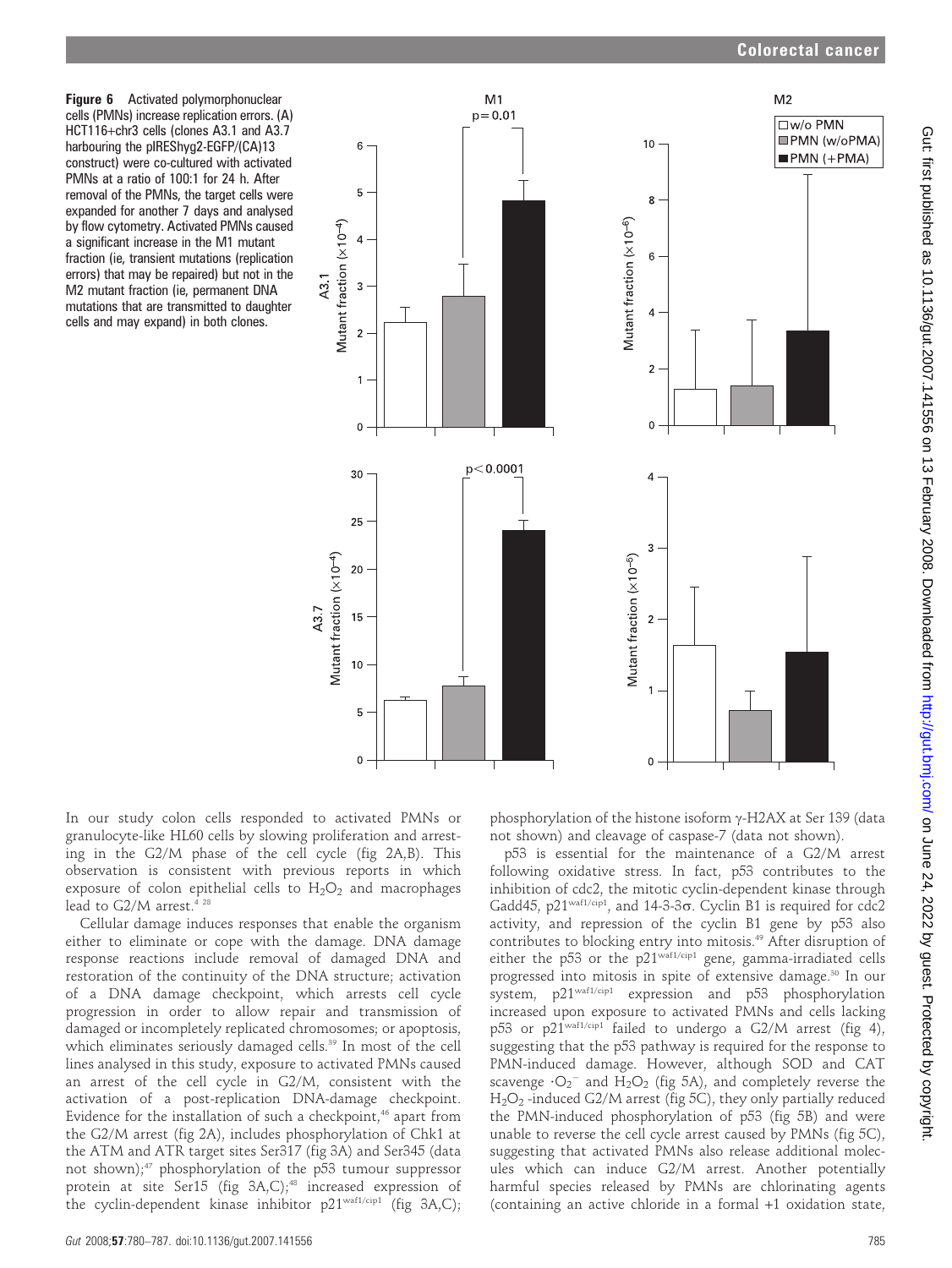**Figure 6** Activated polymorphonuclear cells (PMNs) increase replication errors. (A) HCT116+chr3 cells (clones A3.1 and A3.7 harbouring the pIREShyg2-EGFP/(CA)13 construct) were co-cultured with activated PMNs at a ratio of 100:1 for 24 h. After removal of the PMNs, the target cells were expanded for another 7 days and analysed by flow cytometry. Activated PMNs caused a significant increase in the M1 mutant fraction (ie, transient mutations (replication errors) that may be repaired) but not in the M2 mutant fraction (ie, permanent DNA mutations that are transmitted to daughter cells and may expand) in both clones.

In our study colon cells responded to activated PMNs or granulocyte-like HL60 cells by slowing proliferation and arresting in the G2/M phase of the cell cycle (fig 2A,B). This observation is consistent with previous reports in which exposure of colon epithelial cells to $H_2O_2$ and macrophages lead to G2/M arrest.[4 28]

Cellular damage induces responses that enable the organism either to eliminate or cope with the damage. DNA damage response reactions include removal of damaged DNA and restoration of the continuity of the DNA structure; activation of a DNA damage checkpoint, which arrests cell cycle progression in order to allow repair and transmission of damaged or incompletely replicated chromosomes; or apoptosis, which eliminates seriously damaged cells.[39] In most of the cell lines analysed in this study, exposure to activated PMNs caused an arrest of the cell cycle in G2/M, consistent with the activation of a post-replication DNA-damage checkpoint. Evidence for the installation of such a checkpoint,[46] apart from the G2/M arrest (fig 2A), includes phosphorylation of Chk1 at the ATM and ATR target sites Ser317 (fig 3A) and Ser345 (data not shown);[47] phosphorylation of the p53 tumour suppressor protein at site Ser15 (fig 3A,C);[48] increased expression of the cyclin-dependent kinase inhibitor p21[waf1/cip1] (fig 3A,C); phosphorylation of the histone isoform γ-H2AX at Ser 139 (data not shown) and cleavage of caspase-7 (data not shown).

p53 is essential for the maintenance of a G2/M arrest following oxidative stress. In fact, p53 contributes to the inhibition of cdc2, the mitotic cyclin-dependent kinase through Gadd45, p21[waf1/cip1], and 14-3-3σ. Cyclin B1 is required for cdc2 activity, and repression of the cyclin B1 gene by p53 also contributes to blocking entry into mitosis.[49] After disruption of either the p53 or the p21[waf1/cip1] gene, gamma-irradiated cells progressed into mitosis in spite of extensive damage.[30] In our system, p21[waf1/cip1] expression and p53 phosphorylation increased upon exposure to activated PMNs and cells lacking p53 or p21[waf1/cip1] failed to undergo a G2/M arrest (fig 4), suggesting that the p53 pathway is required for the response to PMN-induced damage. However, although SOD and CAT scavenge $\cdot O_2^-$ and $H_2O_2$ (fig 5A), and completely reverse the $H_2O_2$-induced G2/M arrest (fig 5C), they only partially reduced the PMN-induced phosphorylation of p53 (fig 5B) and were unable to reverse the cell cycle arrest caused by PMNs (fig 5C), suggesting that activated PMNs also release additional molecules which can induce G2/M arrest. Another potentially harmful species released by PMNs are chlorinating agents (containing an active chloride in a formal +1 oxidation state,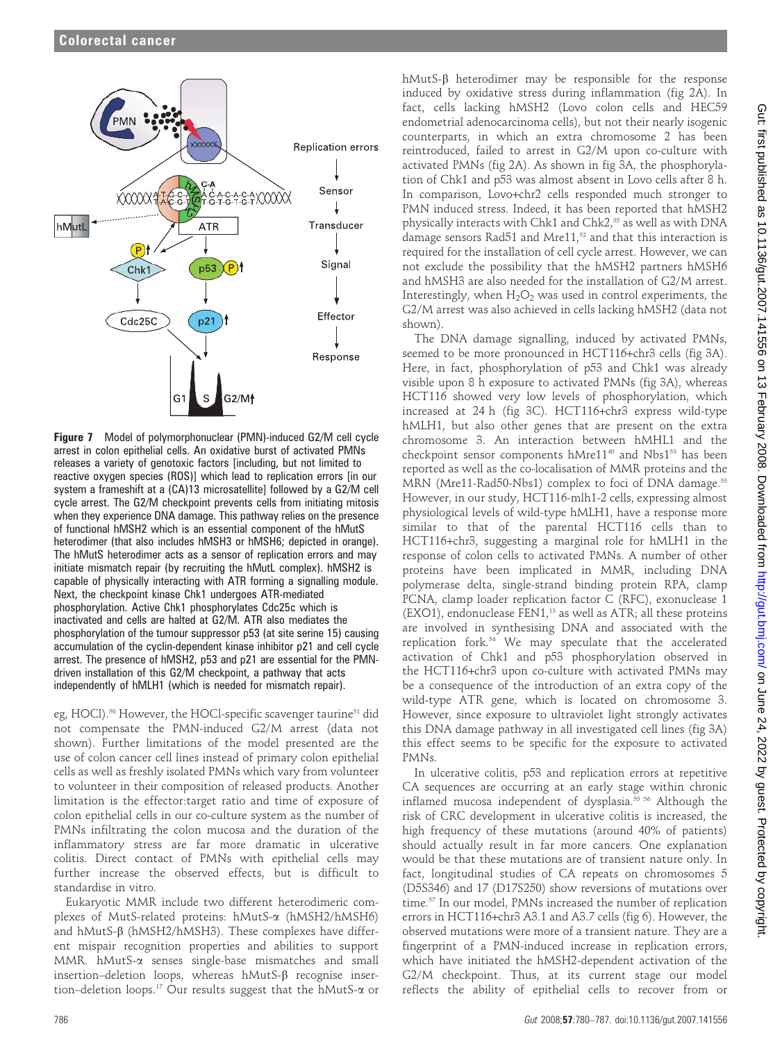**Figure 7** Model of polymorphonuclear (PMN)-induced G2/M cell cycle arrest in colon epithelial cells. An oxidative burst of activated PMNs releases a variety of genotoxic factors [including, but not limited to reactive oxygen species (ROS)] which lead to replication errors [in our system a frameshift at a (CA)13 microsatellite] followed by a G2/M cell cycle arrest. The G2/M checkpoint prevents cells from initiating mitosis when they experience DNA damage. This pathway relies on the presence of functional hMSH2 which is an essential component of the hMutS heterodimer (that also includes hMSH3 or hMSH6; depicted in orange). The hMutS heterodimer acts as a sensor of replication errors and may initiate mismatch repair (by recruiting the hMutL complex). hMSH2 is capable of physically interacting with ATR forming a signalling module. Next, the checkpoint kinase Chk1 undergoes ATR-mediated phosphorylation. Active Chk1 phosphorylates Cdc25c which is inactivated and cells are halted at G2/M. ATR also mediates the phosphorylation of the tumour suppressor p53 (at site serine 15) causing accumulation of the cyclin-dependent kinase inhibitor p21 and cell cycle arrest. The presence of hMSH2, p53 and p21 are essential for the PMN-driven installation of this G2/M checkpoint, a pathway that acts independently of hMLH1 (which is needed for mismatch repair).

eg, HOCl).[50] However, the HOCl-specific scavenger taurine[51] did not compensate the PMN-induced G2/M arrest (data not shown). Further limitations of the model presented are the use of colon cancer cell lines instead of primary colon epithelial cells as well as freshly isolated PMNs which vary from volunteer to volunteer in their composition of released products. Another limitation is the effector:target ratio and time of exposure of colon epithelial cells in our co-culture system as the number of PMNs infiltrating the colon mucosa and the duration of the inflammatory stress are far more dramatic in ulcerative colitis. Direct contact of PMNs with epithelial cells may further increase the observed effects, but is difficult to standardise in vitro.

Eukaryotic MMR include two different heterodimeric complexes of MutS-related proteins: hMutS-α (hMSH2/hMSH6) and hMutS-β (hMSH2/hMSH3). These complexes have different mispair recognition properties and abilities to support MMR. hMutS-α senses single-base mismatches and small insertion–deletion loops, whereas hMutS-β recognise insertion–deletion loops.[17] Our results suggest that the hMutS-α or hMutS-β heterodimer may be responsible for the response induced by oxidative stress during inflammation (fig 2A). In fact, cells lacking hMSH2 (Lovo colon cells and HEC59 endometrial adenocarcinoma cells), but not their nearly isogenic counterparts, in which an extra chromosome 2 has been reintroduced, failed to arrest in G2/M upon co-culture with activated PMNs (fig 2A). As shown in fig 3A, the phosphorylation of Chk1 and p53 was almost absent in Lovo cells after 8 h. In comparison, Lovo+chr2 cells responded much stronger to PMN induced stress. Indeed, it has been reported that hMSH2 physically interacts with Chk1 and Chk2,[35] as well as with DNA damage sensors Rad51 and Mre11,[52] and that this interaction is required for the installation of cell cycle arrest. However, we can not exclude the possibility that the hMSH2 partners hMSH6 and hMSH3 are also needed for the installation of G2/M arrest. Interestingly, when $H_2O_2$ was used in control experiments, the G2/M arrest was also achieved in cells lacking hMSH2 (data not shown).

The DNA damage signalling, induced by activated PMNs, seemed to be more pronounced in HCT116+chr3 cells (fig 3A). Here, in fact, phosphorylation of p53 and Chk1 was already visible upon 8 h exposure to activated PMNs (fig 3A), whereas HCT116 showed very low levels of phosphorylation, which increased at 24 h (fig 3C). HCT116+chr3 express wild-type hMLH1, but also other genes that are present on the extra chromosome 3. An interaction between hMHL1 and the checkpoint sensor components hMre11[40] and Nbs1[53] has been reported as well as the co-localisation of MMR proteins and the MRN (Mre11-Rad50-Nbs1) complex to foci of DNA damage.[53] However, in our study, HCT116-mlh1-2 cells, expressing almost physiological levels of wild-type hMLH1, have a response more similar to that of the parental HCT116 cells than to HCT116+chr3, suggesting a marginal role for hMLH1 in the response of colon cells to activated PMNs. A number of other proteins have been implicated in MMR, including DNA polymerase delta, single-strand binding protein RPA, clamp PCNA, clamp loader replication factor C (RFC), exonuclease 1 (EXO1), endonuclease FEN1,[13] as well as ATR; all these proteins are involved in synthesising DNA and associated with the replication fork.[54] We may speculate that the accelerated activation of Chk1 and p53 phosphorylation observed in the HCT116+chr3 upon co-culture with activated PMNs may be a consequence of the introduction of an extra copy of the wild-type ATR gene, which is located on chromosome 3. However, since exposure to ultraviolet light strongly activates this DNA damage pathway in all investigated cell lines (fig 3A) this effect seems to be specific for the exposure to activated PMNs.

In ulcerative colitis, p53 and replication errors at repetitive CA sequences are occurring at an early stage within chronic inflamed mucosa independent of dysplasia.[55 56] Although the risk of CRC development in ulcerative colitis is increased, the high frequency of these mutations (around 40% of patients) should actually result in far more cancers. One explanation would be that these mutations are of transient nature only. In fact, longitudinal studies of CA repeats on chromosomes 5 (D5S346) and 17 (D17S250) show reversions of mutations over time.[57] In our model, PMNs increased the number of replication errors in HCT116+chr3 A3.1 and A3.7 cells (fig 6). However, the observed mutations were more of a transient nature. They are a fingerprint of a PMN-induced increase in replication errors, which have initiated the hMSH2-dependent activation of the G2/M checkpoint. Thus, at its current stage our model reflects the ability of epithelial cells to recover from or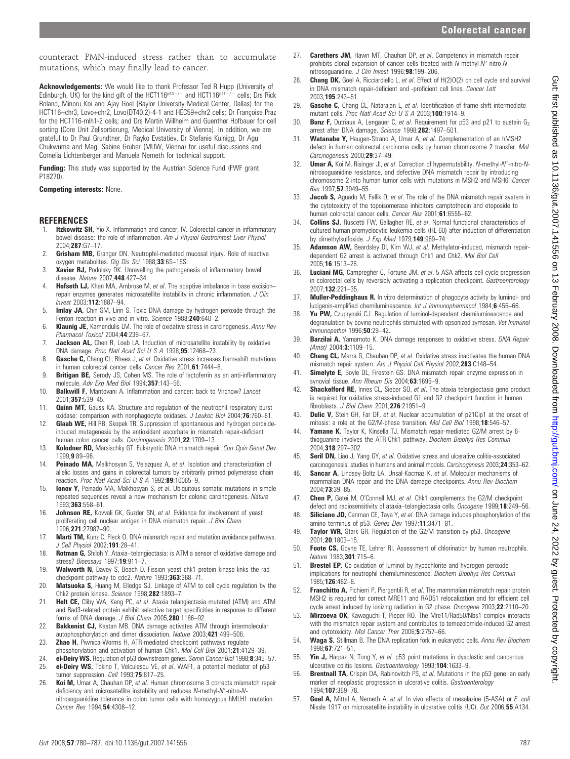counteract PMN-induced stress rather than to accumulate mutations, which may finally lead to cancer.

**Acknowledgements:** We would like to thank Professor Ted R Hupp (University of Edinburgh, UK) for the kind gift of the HCT116$^{p53-/-}$ and HCT116$^{p21-/-}$ cells; Drs Rick Boland, Minoru Koi and Ajay Goel (Baylor University Medical Center, Dallas) for the HCT116+chr3, Lovo+chr2, Lovo(DT40.2)-4-1 and HEC59+chr2 cells; Dr Françoise Praz for the HCT116-mlh1-2 cells; and Drs Martin Willheim and Guenther Hofbauer for cell sorting (Core Unit Zellsortierung, Medical University of Vienna). In addition, we are grateful to Dr Paul Grundtner, Dr Rayko Evstatiev, Dr Stefanie Kulnigg, Dr Agu Chukwuma and Mag. Sabine Gruber (MUW, Vienna) for useful discussions and Cornelia Lichtenberger and Manuela Nemeth for technical support.

**Funding:** This study was supported by the Austrian Science Fund (FWF grant P18270).

**Competing interests:** None.

## REFERENCES

1. **Itzkowitz SH,** Yio X. Inflammation and cancer, IV. Colorectal cancer in inflammatory bowel disease: the role of inflammation. *Am J Physiol Gastrointest Liver Physiol* 2004;**287**:G7–17.
2. **Grisham MB,** Granger DN. Neutrophil-mediated mucosal injury. Role of reactive oxygen metabolites. *Dig Dis Sci* 1988;**33**:6S–15S.
3. **Xavier RJ,** Podolsky DK. Unravelling the pathogenesis of inflammatory bowel disease. *Nature* 2007;**448**:427–34.
4. **Hofseth LJ,** Khan MA, Ambrose M, *et al*. The adaptive imbalance in base excision–repair enzymes generates microsatellite instability in chronic inflammation. *J Clin Invest* 2003;**112**:1887–94.
5. **Imlay JA,** Chin SM, Linn S. Toxic DNA damage by hydrogen peroxide through the Fenton reaction in vivo and in vitro. *Science* 1988;**240**:640–2.
6. **Klaunig JE,** Kamendulis LM. The role of oxidative stress in carcinogenesis. *Annu Rev Pharmacol Toxicol* 2004;**44**:239–67.
7. **Jackson AL,** Chen R, Loeb LA. Induction of microsatellite instability by oxidative DNA damage. *Proc Natl Acad Sci U S A* 1998;**95**:12468–73.
8. **Gasche C,** Chang CL, Rhees J, *et al*. Oxidative stress increases frameshift mutations in human colorectal cancer cells. *Cancer Res* 2001;**61**:7444–8.
9. **Britigan BE,** Serody JS, Cohen MS. The role of lactoferrin as an anti-inflammatory molecule. *Adv Exp Med Biol* 1994;**357**:143–56.
10. **Balkwill F,** Mantovani A. Inflammation and cancer: back to Virchow? *Lancet* 2001;**357**:539–45.
11. **Quinn MT,** Gauss KA. Structure and regulation of the neutrophil respiratory burst oxidase: comparison with nonphagocyte oxidases. *J Leukoc Biol* 2004;**76**:760–81.
12. **Glaab WE,** Hill RB, Skopek TR. Suppression of spontaneous and hydrogen peroxide-induced mutagenesis by the antioxidant ascorbate in mismatch repair-deficient human colon cancer cells. *Carcinogenesis* 2001;**22**:1709–13.
13. **Kolodner RD,** Marsischky GT. Eukaryotic DNA mismatch repair. *Curr Opin Genet Dev* 1999;**9**:89–96.
14. **Peinado MA,** Malkhosyan S, Velazquez A, *et al*. Isolation and characterization of allelic losses and gains in colorectal tumors by arbitrarily primed polymerase chain reaction. *Proc Natl Acad Sci U S A* 1992;**89**:10065–9.
15. **Ionov Y,** Peinado MA, Malkhosyan S, *et al*. Ubiquitous somatic mutations in simple repeated sequences reveal a new mechanism for colonic carcinogenesis. *Nature* 1993;**363**:558–61.
16. **Johnson RE,** Kovvali GK, Guzder SN, *et al*. Evidence for involvement of yeast proliferating cell nuclear antigen in DNA mismatch repair. *J Biol Chem* 1996;**271**:27987–90.
17. **Marti TM,** Kunz C, Fleck O. DNA mismatch repair and mutation avoidance pathways. *J Cell Physiol* 2002;**191**:28–41.
18. **Rotman G,** Shiloh Y. Ataxia–telangiectasia: is ATM a sensor of oxidative damage and stress? *Bioessays* 1997;**19**:911–7.
19. **Walworth N,** Davey S, Beach D. Fission yeast chk1 protein kinase links the rad checkpoint pathway to cdc2. *Nature* 1993;**363**:368–71.
20. **Matsuoka S,** Huang M, Elledge SJ. Linkage of ATM to cell cycle regulation by the Chk2 protein kinase. *Science* 1998;**282**:1893–7.
21. **Helt CE,** Cliby WA, Keng PC, *et al*. Ataxia telangiectasia mutated (ATM) and ATM and Rad3-related protein exhibit selective target specificities in response to different forms of DNA damage. *J Biol Chem* 2005;**280**:1186–92.
22. **Bakkenist CJ,** Kastan MB. DNA damage activates ATM through intermolecular autophosphorylation and dimer dissociation. *Nature* 2003;**421**:499–506.
23. **Zhao H,** Piwnica-Worms H. ATR-mediated checkpoint pathways regulate phosphorylation and activation of human Chk1. *Mol Cell Biol* 2001;**21**:4129–39.
24. **el-Deiry WS.** Regulation of p53 downstream genes. *Semin Cancer Biol* 1998;**8**:345–57.
25. **el-Deiry WS,** Tokino T, Velculescu VE, *et al*. WAF1, a potential mediator of p53 tumor suppression. *Cell* 1993;**75**:817–25.
26. **Koi M,** Umar A, Chauhan DP, *et al*. Human chromosome 3 corrects mismatch repair deficiency and microsatellite instability and reduces N-methyl-N′-nitro-N-nitrosoguanidine tolerance in colon tumor cells with homozygous hMLH1 mutation. *Cancer Res* 1994;**54**:4308–12.
27. **Carethers JM,** Hawn MT, Chauhan DP, *et al*. Competency in mismatch repair prohibits clonal expansion of cancer cells treated with N-methyl-N′-nitro-N-nitrosoguanidine. *J Clin Invest* 1996;**98**:199–206.
28. **Chang DK,** Goel A, Ricciardiello L, *et al*. Effect of H(2)O(2) on cell cycle and survival in DNA mismatch repair-deficient and -proficient cell lines. *Cancer Lett* 2003;**195**:243–51.
29. **Gasche C,** Chang CL, Natarajan L, *et al*. Identification of frame-shift intermediate mutant cells. *Proc Natl Acad Sci U S A* 2003;**100**:1914–9.
30. **Bunz F,** Dutriaux A, Lengauer C, *et al*. Requirement for p53 and p21 to sustain $G_2$ arrest after DNA damage. *Science* 1998;**282**:1497–501.
31. **Watanabe Y,** Haugen-Strano A, Umar A, *et al*. Complementation of an hMSH2 defect in human colorectal carcinoma cells by human chromosome 2 transfer. *Mol Carcinogenesis* 2000;**29**:37–49.
32. **Umar A,** Koi M, Risinger JI, *et al*. Correction of hypermutability, N-methyl-N′-nitro-N-nitrosoguanidine resistance, and defective DNA mismatch repair by introducing chromosome 2 into human tumor cells with mutations in MSH2 and MSH6. *Cancer Res* 1997;**57**:3949–55.
33. **Jacob S,** Aguado M, Fallik D, *et al*. The role of the DNA mismatch repair system in the cytotoxicity of the topoisomerase inhibitors camptothecin and etoposide to human colorectal cancer cells. *Cancer Res* 2001;**61**:6555–62.
34. **Collins SJ,** Ruscetti FW, Gallagher RE, *et al*. Normal functional characteristics of cultured human promyelocytic leukemia cells (HL-60) after induction of differentiation by dimethylsulfoxide. *J Exp Med* 1979;**149**:969–74.
35. **Adamson AW,** Beardsley DI, Kim WJ, *et al*. Methylator-induced, mismatch repair-dependent G2 arrest is activated through Chk1 and Chk2. *Mol Biol Cell* 2005;**16**:1513–26.
36. **Luciani MG,** Campregher C, Fortune JM, *et al*. 5-ASA affects cell cycle progression in colorectal cells by reversibly activating a replication checkpoint. *Gastroenterology* 2007;**132**:221–35.
37. **Muller-Peddinghaus R.** In vitro determination of phagocyte activity by luminol- and lucigenin-amplified chemiluminescence. *Int J Immunopharmacol* 1984;**6**:455–66.
38. **Yu PW,** Czuprynski CJ. Regulation of luminol-dependent chemiluminescence and degranulation by bovine neutrophils stimulated with opsonized zymosan. *Vet Immunol Immunopathol* 1996;**50**:29–42.
39. **Barzilai A,** Yamamoto K. DNA damage responses to oxidative stress. *DNA Repair (Amst)* 2004;**3**:1109–15.
40. **Chang CL,** Marra G, Chauhan DP, *et al*. Oxidative stress inactivates the human DNA mismatch repair system. *Am J Physiol Cell Physiol* 2002;**283**:C148–54.
41. **Simelyte E,** Boyle DL, Firestein GS. DNA mismatch repair enzyme expression in synovial tissue. *Ann Rheum Dis* 2004;**63**:1695–9.
42. **Shackelford RE,** Innes CL, Sieber SO, *et al*. The ataxia telangiectasia gene product is required for oxidative stress-induced G1 and G2 checkpoint function in human fibroblasts. *J Biol Chem* 2001;**276**:21951–9.
43. **Dulic V,** Stein GH, Far DF, *et al*. Nuclear accumulation of p21Cip1 at the onset of mitosis: a role at the G2/M-phase transition. *Mol Cell Biol* 1998;**18**:546–57.
44. **Yamane K,** Taylor K, Kinsella TJ. Mismatch repair-mediated G2/M arrest by 6-thioguanine involves the ATR-Chk1 pathway. *Biochem Biophys Res Commun* 2004;**318**:297–302.
45. **Seril DN,** Liao J, Yang GY, *et al*. Oxidative stress and ulcerative colitis-associated carcinogenesis: studies in humans and animal models. *Carcinogenesis* 2003;**24**:353–62.
46. **Sancar A,** Lindsey-Boltz LA, Unsal-Kacmaz K, *et al*. Molecular mechanisms of mammalian DNA repair and the DNA damage checkpoints. *Annu Rev Biochem* 2004;**73**:39–85.
47. **Chen P,** Gatei M, O'Connell MJ, *et al*. Chk1 complements the G2/M checkpoint defect and radiosensitivity of ataxia–telangiectasia cells. *Oncogene* 1999;**18**:249–56.
48. **Siliciano JD,** Canman CE, Taya Y, *et al*. DNA damage induces phosphorylation of the amino terminus of p53. *Genes Dev* 1997;**11**:3471–81.
49. **Taylor WR,** Stark GR. Regulation of the G2/M transition by p53. *Oncogene* 2001;**20**:1803–15.
50. **Foote CS,** Goyne TE, Lehrer RI. Assessment of chlorination by human neutrophils. *Nature* 1983;**301**:715–6.
51. **Brestel EP.** Co-oxidation of luminol by hypochlorite and hydrogen peroxide implications for neutrophil chemiluminescence. *Biochem Biophys Res Commun* 1985;**126**:482–8.
52. **Franchitto A,** Pichierri P, Piergentili R, *et al*. The mammalian mismatch repair protein MSH2 is required for correct MRE11 and RAD51 relocalization and for efficient cell cycle arrest induced by ionizing radiation in G2 phase. *Oncogene* 2003;**22**:2110–20.
53. **Mirzoeva OK,** Kawaguchi T, Pieper RO. The Mre11/Rad50/Nbs1 complex interacts with the mismatch repair system and contributes to temozolomide-induced G2 arrest and cytotoxicity. *Mol Cancer Ther* 2006;**5**:2757–66.
54. **Waga S,** Stillman B. The DNA replication fork in eukaryotic cells. *Annu Rev Biochem* 1998;**67**:721–51.
55. **Yin J,** Harpaz N, Tong Y, *et al*. p53 point mutations in dysplastic and cancerous ulcerative colitis lesions. *Gastroenterology* 1993;**104**:1633–9.
56. **Brentnall TA,** Crispin DA, Rabinovitch PS, *et al*. Mutations in the p53 gene: an early marker of neoplastic progression in ulcerative colitis. *Gastroenterology* 1994;**107**:369–78.
57. **Goel A,** Mittal A, Nemeth A, *et al*. In vivo effects of mesalazine (5-ASA) or *E. coli* Nissle 1917 on microsatellite instability in ulcerative colitis (UC). *Gut* 2006;**55**:A134.